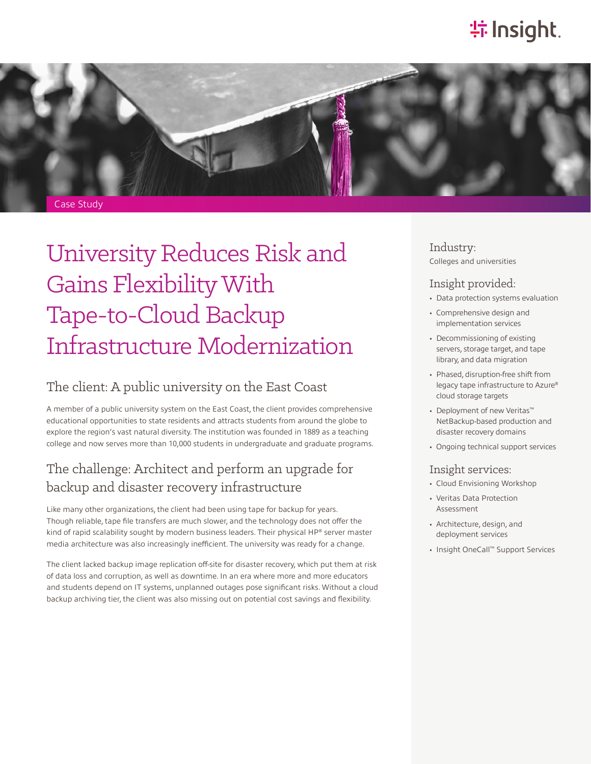Case Study

# University Reduces Risk and Gains Flexibility With Tape-to-Cloud Backup Infrastructure Modernization

## The client: A public university on the East Coast

A member of a public university system on the East Coast, the client provides comprehensive educational opportunities to state residents and attracts students from around the globe to explore the region's vast natural diversity. The institution was founded in 1889 as a teaching college and now serves more than 10,000 students in undergraduate and graduate programs.

## The challenge: Architect and perform an upgrade for backup and disaster recovery infrastructure

Like many other organizations, the client had been using tape for backup for years. Though reliable, tape file transfers are much slower, and the technology does not offer the kind of rapid scalability sought by modern business leaders. Their physical HP® server master media architecture was also increasingly inefficient. The university was ready for a change.

The client lacked backup image replication off-site for disaster recovery, which put them at risk of data loss and corruption, as well as downtime. In an era where more and more educators and students depend on IT systems, unplanned outages pose significant risks. Without a cloud backup archiving tier, the client was also missing out on potential cost savings and flexibility.

### Industry:

Colleges and universities

### Insight provided:

- Data protection systems evaluation
- Comprehensive design and implementation services
- Decommissioning of existing servers, storage target, and tape library, and data migration
- Phased, disruption-free shift from legacy tape infrastructure to Azure® cloud storage targets
- Deployment of new Veritas™ NetBackup-based production and disaster recovery domains
- Ongoing technical support services

### Insight services:

- Cloud Envisioning Workshop
- Veritas Data Protection Assessment
- Architecture, design, and deployment services
- Insight OneCall™ Support Services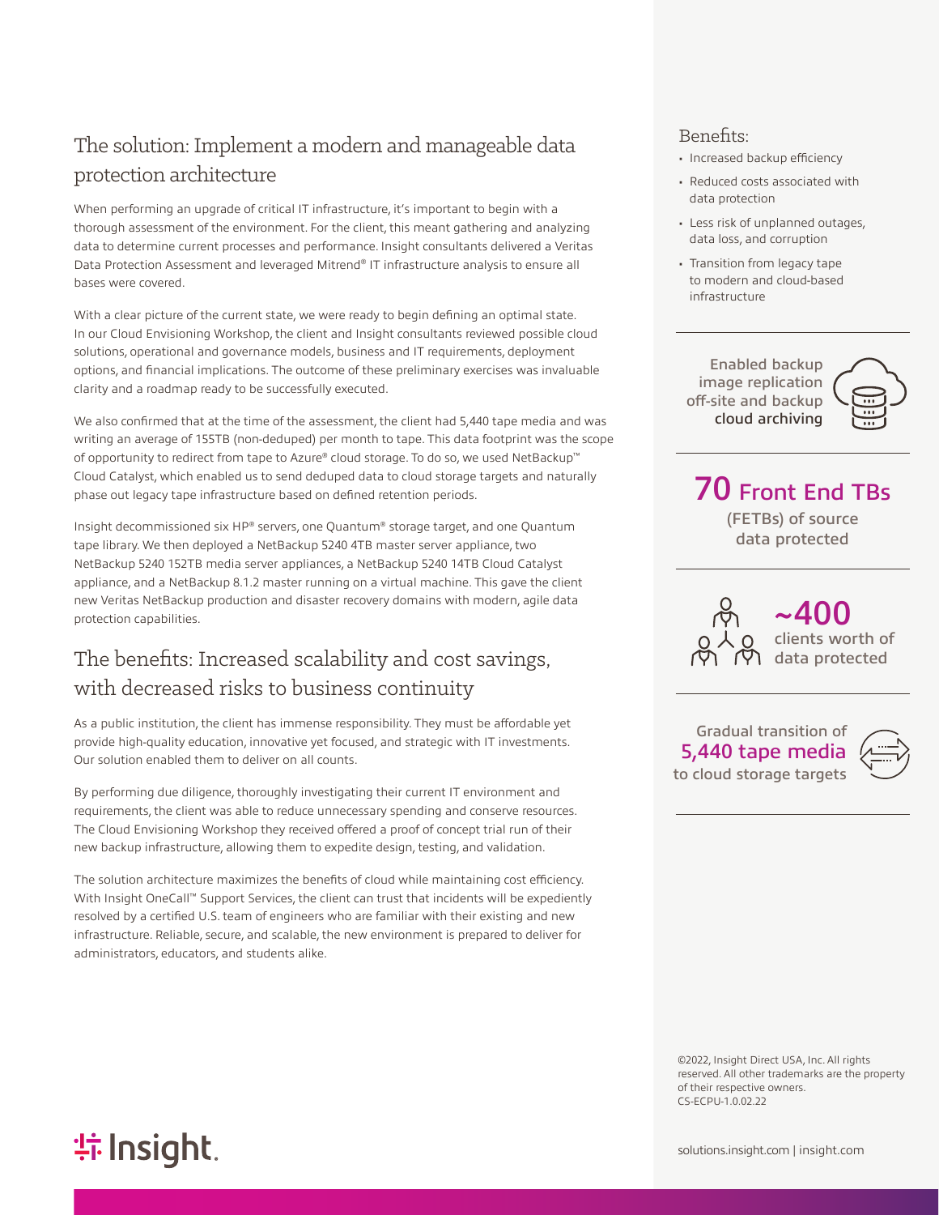## The solution: Implement a modern and manageable data protection architecture

When performing an upgrade of critical IT infrastructure, it's important to begin with a thorough assessment of the environment. For the client, this meant gathering and analyzing data to determine current processes and performance. Insight consultants delivered a Veritas Data Protection Assessment and leveraged Mitrend® IT infrastructure analysis to ensure all bases were covered.

With a clear picture of the current state, we were ready to begin defining an optimal state. In our Cloud Envisioning Workshop, the client and Insight consultants reviewed possible cloud solutions, operational and governance models, business and IT requirements, deployment options, and financial implications. The outcome of these preliminary exercises was invaluable clarity and a roadmap ready to be successfully executed.

We also confirmed that at the time of the assessment, the client had 5,440 tape media and was writing an average of 155TB (non-deduped) per month to tape. This data footprint was the scope of opportunity to redirect from tape to Azure® cloud storage. To do so, we used NetBackup™ Cloud Catalyst, which enabled us to send deduped data to cloud storage targets and naturally phase out legacy tape infrastructure based on defined retention periods.

Insight decommissioned six HP® servers, one Quantum® storage target, and one Quantum tape library. We then deployed a NetBackup 5240 4TB master server appliance, two NetBackup 5240 152TB media server appliances, a NetBackup 5240 14TB Cloud Catalyst appliance, and a NetBackup 8.1.2 master running on a virtual machine. This gave the client new Veritas NetBackup production and disaster recovery domains with modern, agile data protection capabilities.

## The benefits: Increased scalability and cost savings, with decreased risks to business continuity

As a public institution, the client has immense responsibility. They must be affordable yet provide high-quality education, innovative yet focused, and strategic with IT investments. Our solution enabled them to deliver on all counts.

By performing due diligence, thoroughly investigating their current IT environment and requirements, the client was able to reduce unnecessary spending and conserve resources. The Cloud Envisioning Workshop they received offered a proof of concept trial run of their new backup infrastructure, allowing them to expedite design, testing, and validation.

The solution architecture maximizes the benefits of cloud while maintaining cost efficiency. With Insight OneCall™ Support Services, the client can trust that incidents will be expediently resolved by a certified U.S. team of engineers who are familiar with their existing and new infrastructure. Reliable, secure, and scalable, the new environment is prepared to deliver for administrators, educators, and students alike.

### Benefits:

- Increased backup efficiency
- Reduced costs associated with data protection
- Less risk of unplanned outages, data loss, and corruption
- Transition from legacy tape to modern and cloud-based infrastructure

Enabled backup image replication off-site and backup **cloud archiving**

**70 Front End TBs** (FETBs) of source data protected

**~400** clients worth of data protected

Gradual transition of **5,440 tape media** to cloud storage targets

©2022, Insight Direct USA, Inc. All rights reserved. All other trademarks are the property of their respective owners. CS-ECPU-1.0.02.22

Insight.

solutions.insight.com | insight.com